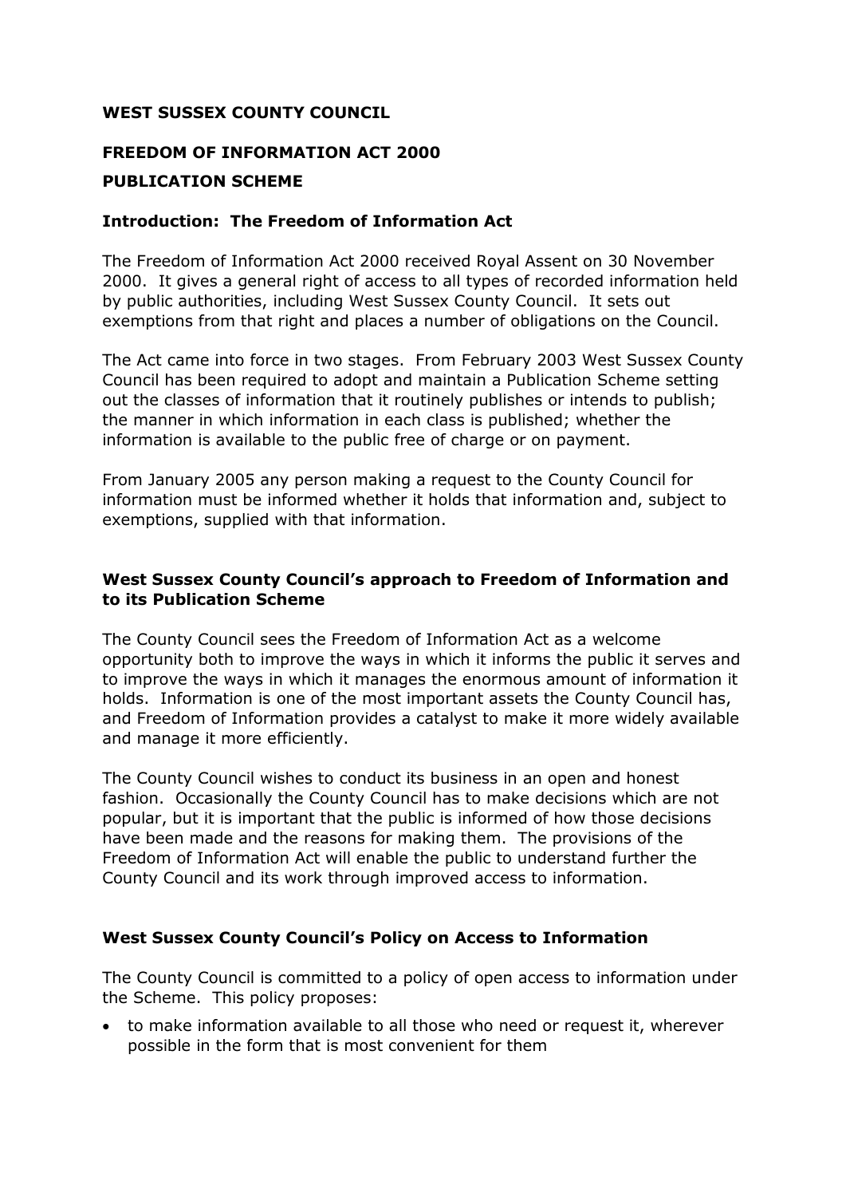# WEST SUSSEX COUNTY COUNCIL

## FREEDOM OF INFORMATION ACT 2000

## PUBLICATION SCHEME

### Introduction: The Freedom of Information Act

The Freedom of Information Act 2000 received Royal Assent on 30 November 2000. It gives a general right of access to all types of recorded information held by public authorities, including West Sussex County Council. It sets out exemptions from that right and places a number of obligations on the Council.

The Act came into force in two stages. From February 2003 West Sussex County Council has been required to adopt and maintain a Publication Scheme setting out the classes of information that it routinely publishes or intends to publish; the manner in which information in each class is published; whether the information is available to the public free of charge or on payment.

From January 2005 any person making a request to the County Council for information must be informed whether it holds that information and, subject to exemptions, supplied with that information.

### West Sussex County Council's approach to Freedom of Information and to its Publication Scheme

The County Council sees the Freedom of Information Act as a welcome opportunity both to improve the ways in which it informs the public it serves and to improve the ways in which it manages the enormous amount of information it holds. Information is one of the most important assets the County Council has, and Freedom of Information provides a catalyst to make it more widely available and manage it more efficiently.

The County Council wishes to conduct its business in an open and honest fashion. Occasionally the County Council has to make decisions which are not popular, but it is important that the public is informed of how those decisions have been made and the reasons for making them. The provisions of the Freedom of Information Act will enable the public to understand further the County Council and its work through improved access to information.

### West Sussex County Council's Policy on Access to Information

The County Council is committed to a policy of open access to information under the Scheme. This policy proposes:

- to make information available to all those who need or request it, wherever possible in the form that is most convenient for them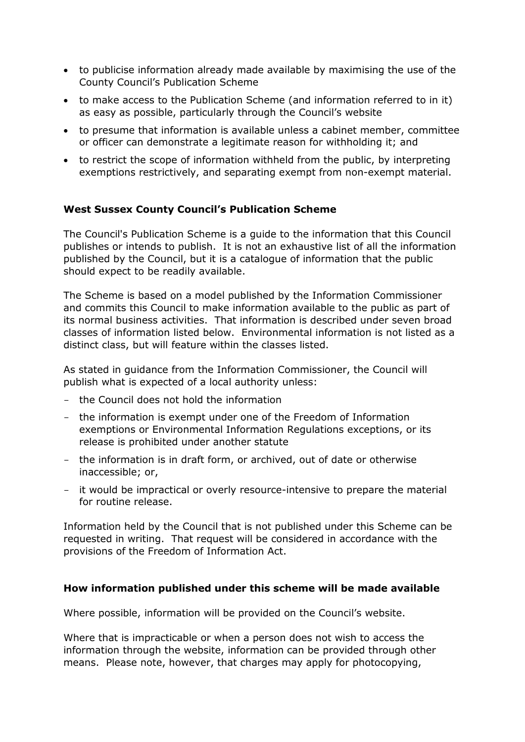- to publicise information already made available by maximising the use of the County Council's Publication Scheme
- to make access to the Publication Scheme (and information referred to in it) as easy as possible, particularly through the Council's website
- to presume that information is available unless a cabinet member, committee or officer can demonstrate a legitimate reason for withholding it; and
- to restrict the scope of information withheld from the public, by interpreting exemptions restrictively, and separating exempt from non-exempt material.

**West Sussex County Council's Publication Scheme**

The Council's Publication Scheme is a guide to the information that this Council publishes or intends to publish. It is not an exhaustive list of all the information published by the Council, but it is a catalogue of information that the public should expect to be readily available.

The Scheme is based on a model published by the Information Commissioner and commits this Council to make information available to the public as part of its normal business activities. That information is described under seven broad classes of information listed below. Environmental information is not listed as a distinct class, but will feature within the classes listed.

As stated in guidance from the Information Commissioner, the Council will publish what is expected of a local authority unless:

- the Council does not hold the information
- the information is exempt under one of the Freedom of Information exemptions or Environmental Information Regulations exceptions, or its release is prohibited under another statute
- the information is in draft form, or archived, out of date or otherwise inaccessible; or,
- it would be impractical or overly resource-intensive to prepare the material for routine release.

Information held by the Council that is not published under this Scheme can be requested in writing. That request will be considered in accordance with the provisions of the Freedom of Information Act.

**How information published under this scheme will be made available**

Where possible, information will be provided on the Council's website.

Where that is impracticable or when a person does not wish to access the information through the website, information can be provided through other means. Please note, however, that charges may apply for photocopying,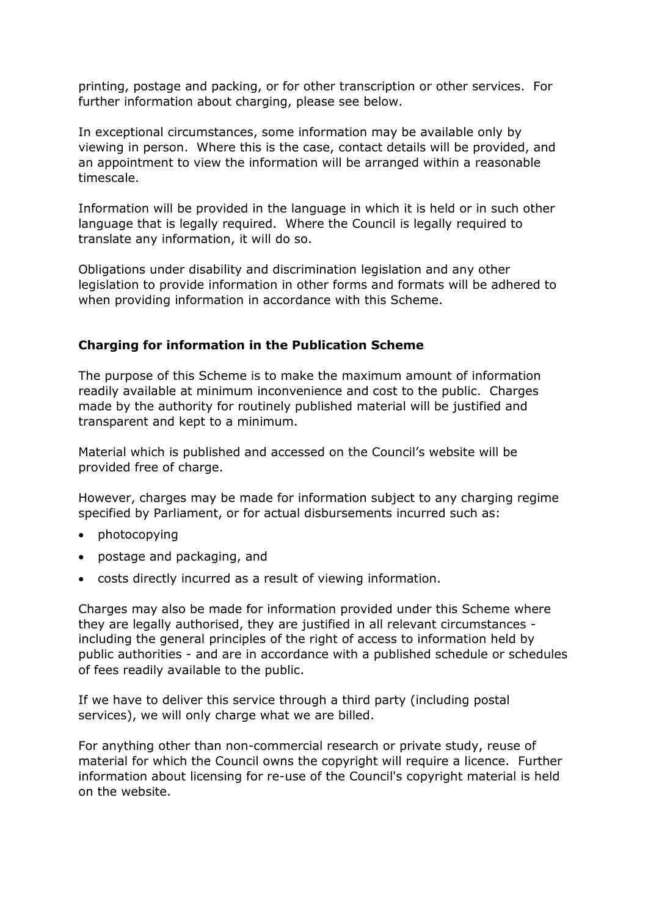printing, postage and packing, or for other transcription or other services. For further information about charging, please see below.

In exceptional circumstances, some information may be available only by viewing in person. Where this is the case, contact details will be provided, and an appointment to view the information will be arranged within a reasonable timescale.

Information will be provided in the language in which it is held or in such other language that is legally required. Where the Council is legally required to translate any information, it will do so.

Obligations under disability and discrimination legislation and any other legislation to provide information in other forms and formats will be adhered to when providing information in accordance with this Scheme.

## Charging for information in the Publication Scheme

The purpose of this Scheme is to make the maximum amount of information readily available at minimum inconvenience and cost to the public. Charges made by the authority for routinely published material will be justified and transparent and kept to a minimum.

Material which is published and accessed on the Council's website will be provided free of charge.

However, charges may be made for information subject to any charging regime specified by Parliament, or for actual disbursements incurred such as:

- photocopying
- postage and packaging, and
- costs directly incurred as a result of viewing information.

Charges may also be made for information provided under this Scheme where they are legally authorised, they are justified in all relevant circumstances - including the general principles of the right of access to information held by public authorities - and are in accordance with a published schedule or schedules of fees readily available to the public.

If we have to deliver this service through a third party (including postal services), we will only charge what we are billed.

For anything other than non-commercial research or private study, reuse of material for which the Council owns the copyright will require a licence. Further information about licensing for re-use of the Council's copyright material is held on the website.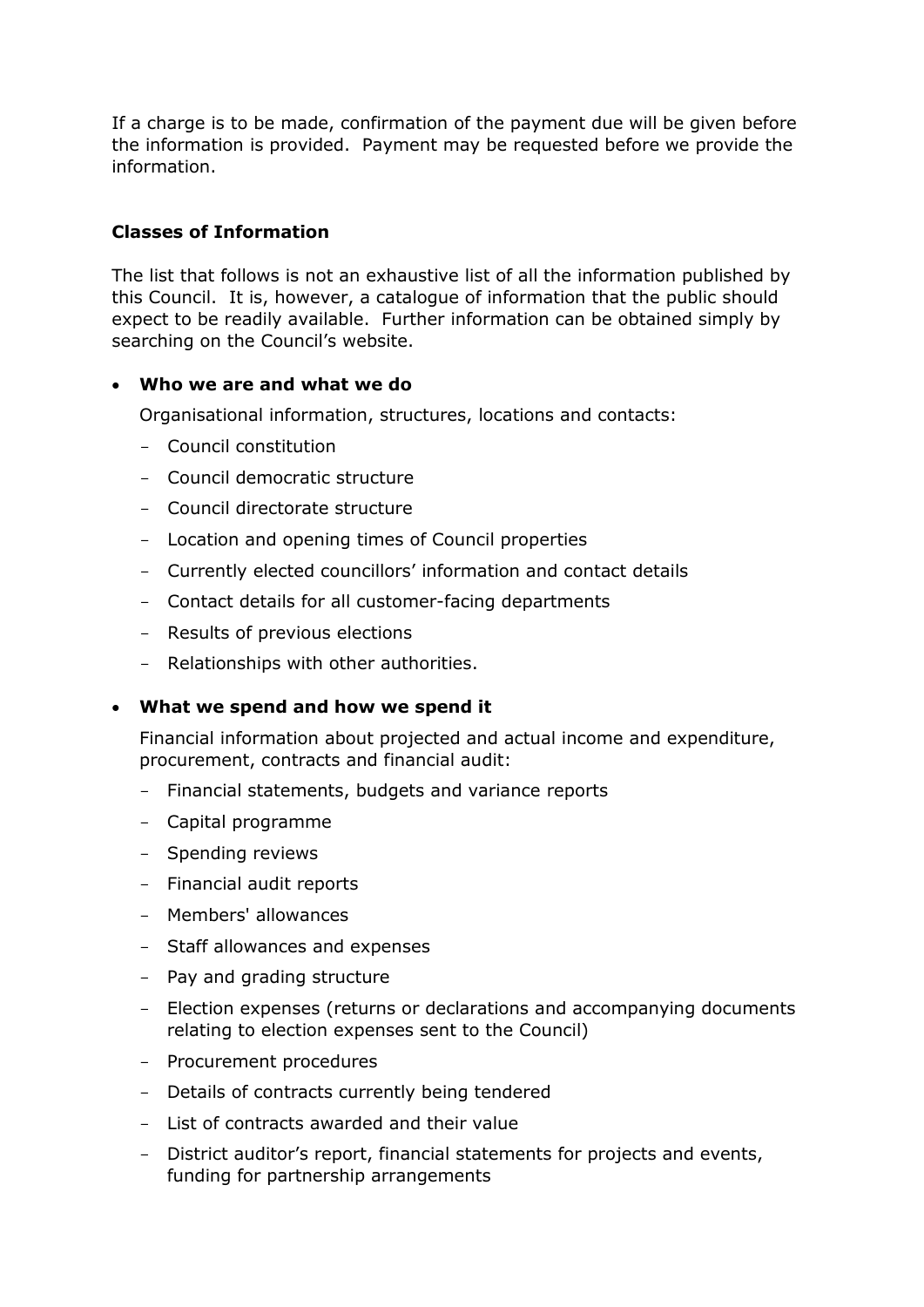If a charge is to be made, confirmation of the payment due will be given before the information is provided. Payment may be requested before we provide the information.

**Classes of Information**

The list that follows is not an exhaustive list of all the information published by this Council. It is, however, a catalogue of information that the public should expect to be readily available. Further information can be obtained simply by searching on the Council's website.

- **Who we are and what we do**

  Organisational information, structures, locations and contacts:

  - Council constitution
  - Council democratic structure
  - Council directorate structure
  - Location and opening times of Council properties
  - Currently elected councillors' information and contact details
  - Contact details for all customer-facing departments
  - Results of previous elections
  - Relationships with other authorities.

- **What we spend and how we spend it**

  Financial information about projected and actual income and expenditure, procurement, contracts and financial audit:

  - Financial statements, budgets and variance reports
  - Capital programme
  - Spending reviews
  - Financial audit reports
  - Members' allowances
  - Staff allowances and expenses
  - Pay and grading structure
  - Election expenses (returns or declarations and accompanying documents relating to election expenses sent to the Council)
  - Procurement procedures
  - Details of contracts currently being tendered
  - List of contracts awarded and their value
  - District auditor's report, financial statements for projects and events, funding for partnership arrangements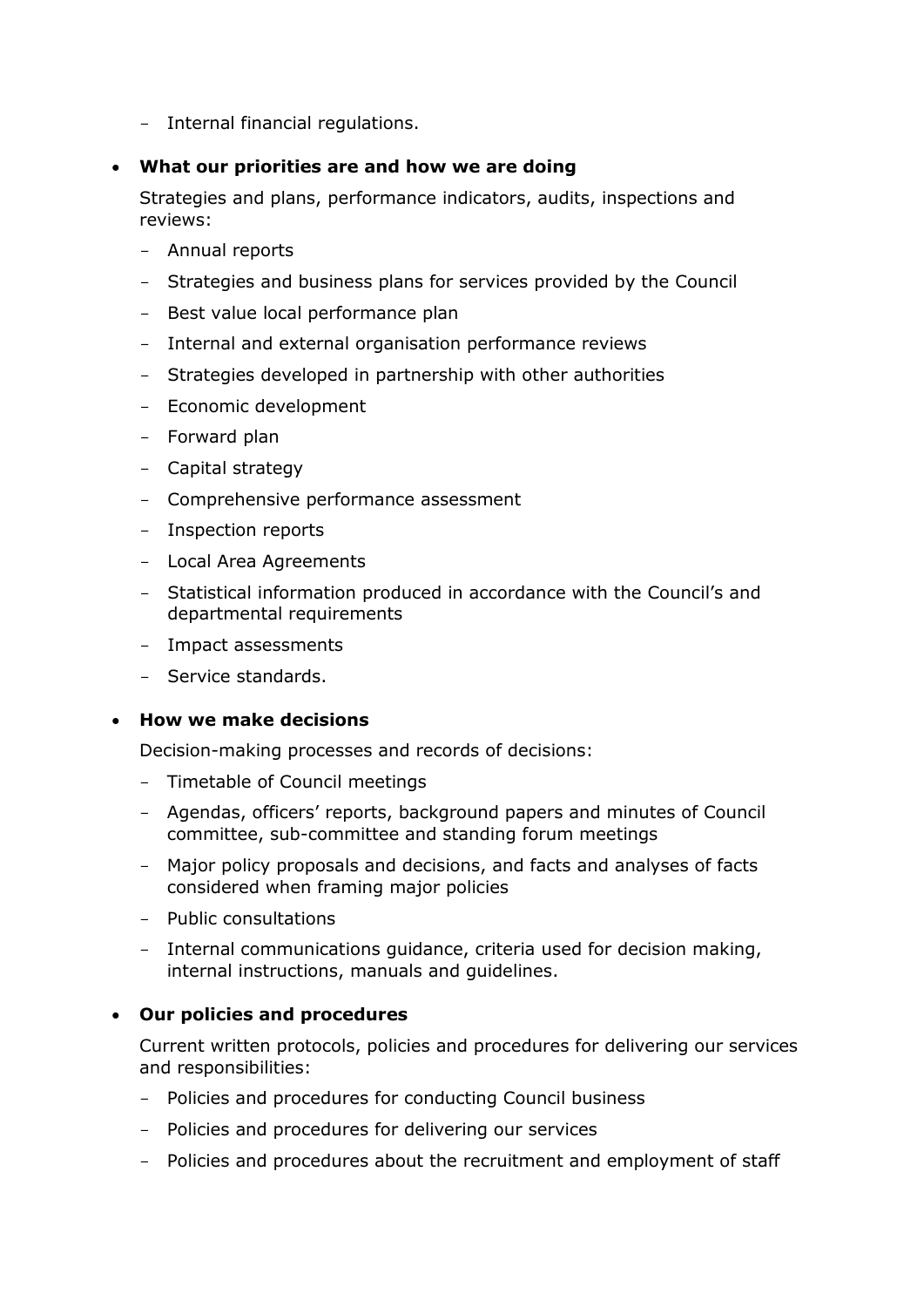- Internal financial regulations.

- **What our priorities are and how we are doing**

  Strategies and plans, performance indicators, audits, inspections and reviews:

  - Annual reports
  - Strategies and business plans for services provided by the Council
  - Best value local performance plan
  - Internal and external organisation performance reviews
  - Strategies developed in partnership with other authorities
  - Economic development
  - Forward plan
  - Capital strategy
  - Comprehensive performance assessment
  - Inspection reports
  - Local Area Agreements
  - Statistical information produced in accordance with the Council's and departmental requirements
  - Impact assessments
  - Service standards.

- **How we make decisions**

  Decision-making processes and records of decisions:

  - Timetable of Council meetings
  - Agendas, officers' reports, background papers and minutes of Council committee, sub-committee and standing forum meetings
  - Major policy proposals and decisions, and facts and analyses of facts considered when framing major policies
  - Public consultations
  - Internal communications guidance, criteria used for decision making, internal instructions, manuals and guidelines.

- **Our policies and procedures**

  Current written protocols, policies and procedures for delivering our services and responsibilities:

  - Policies and procedures for conducting Council business
  - Policies and procedures for delivering our services
  - Policies and procedures about the recruitment and employment of staff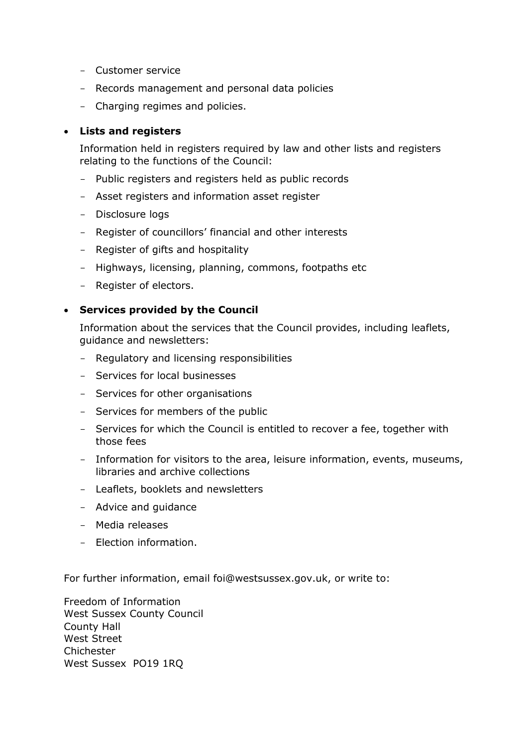- Customer service
  - Records management and personal data policies
  - Charging regimes and policies.

- **Lists and registers**

  Information held in registers required by law and other lists and registers relating to the functions of the Council:

  - Public registers and registers held as public records
  - Asset registers and information asset register
  - Disclosure logs
  - Register of councillors' financial and other interests
  - Register of gifts and hospitality
  - Highways, licensing, planning, commons, footpaths etc
  - Register of electors.

- **Services provided by the Council**

  Information about the services that the Council provides, including leaflets, guidance and newsletters:

  - Regulatory and licensing responsibilities
  - Services for local businesses
  - Services for other organisations
  - Services for members of the public
  - Services for which the Council is entitled to recover a fee, together with those fees
  - Information for visitors to the area, leisure information, events, museums, libraries and archive collections
  - Leaflets, booklets and newsletters
  - Advice and guidance
  - Media releases
  - Election information.

For further information, email foi@westsussex.gov.uk, or write to:

Freedom of Information
West Sussex County Council
County Hall
West Street
Chichester
West Sussex PO19 1RQ